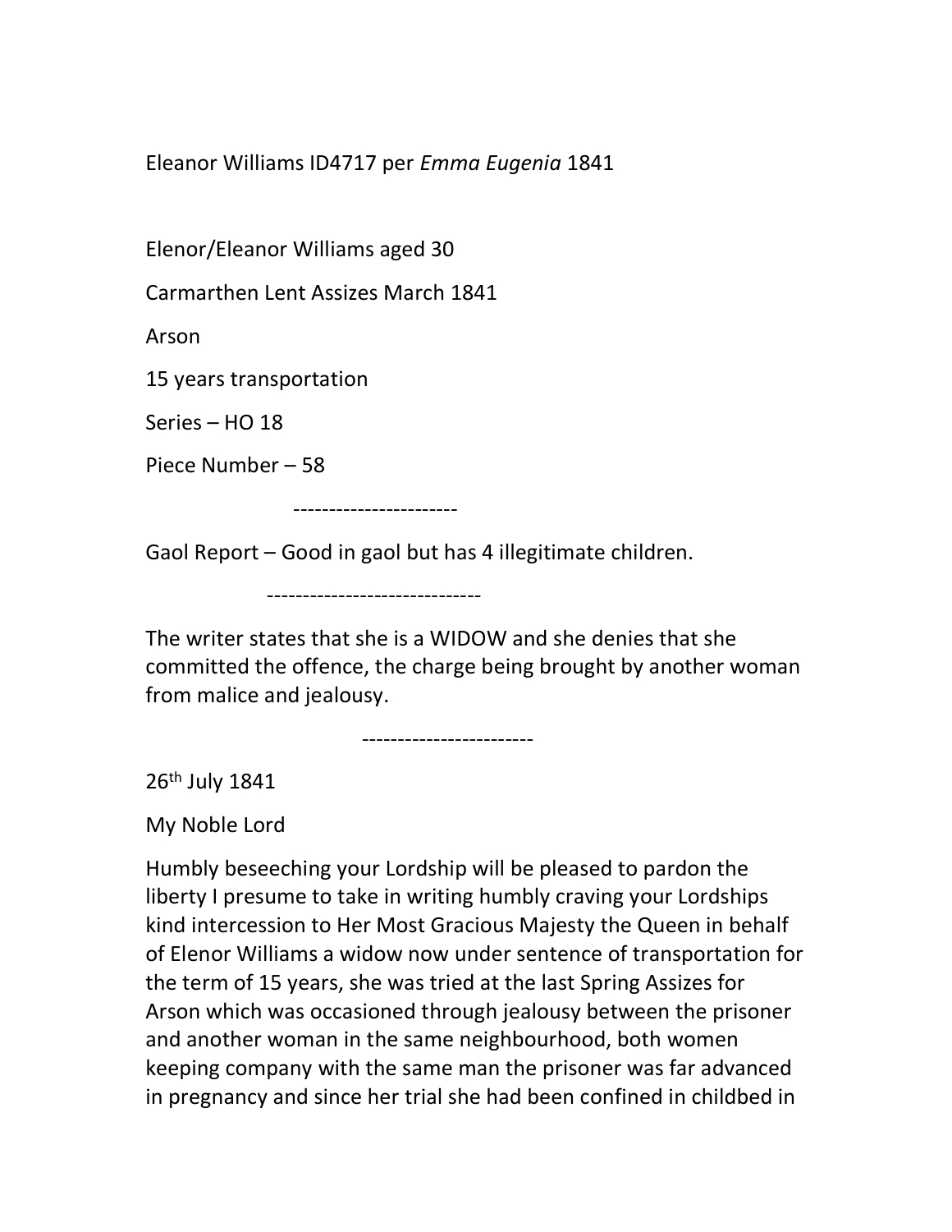Eleanor Williams ID4717 per *Emma Eugenia* 1841

Elenor/Eleanor Williams aged 30

Carmarthen Lent Assizes March 1841

Arson

15 years transportation

Series – HO 18

Piece Number – 58

-----------------------

Gaol Report – Good in gaol but has 4 illegitimate children.

------------------------------

The writer states that she is a WIDOW and she denies that she committed the offence, the charge being brought by another woman from malice and jealousy.

------------------------

26th July 1841

My Noble Lord

Humbly beseeching your Lordship will be pleased to pardon the liberty I presume to take in writing humbly craving your Lordships kind intercession to Her Most Gracious Majesty the Queen in behalf of Elenor Williams a widow now under sentence of transportation for the term of 15 years, she was tried at the last Spring Assizes for Arson which was occasioned through jealousy between the prisoner and another woman in the same neighbourhood, both women keeping company with the same man the prisoner was far advanced in pregnancy and since her trial she had been confined in childbed in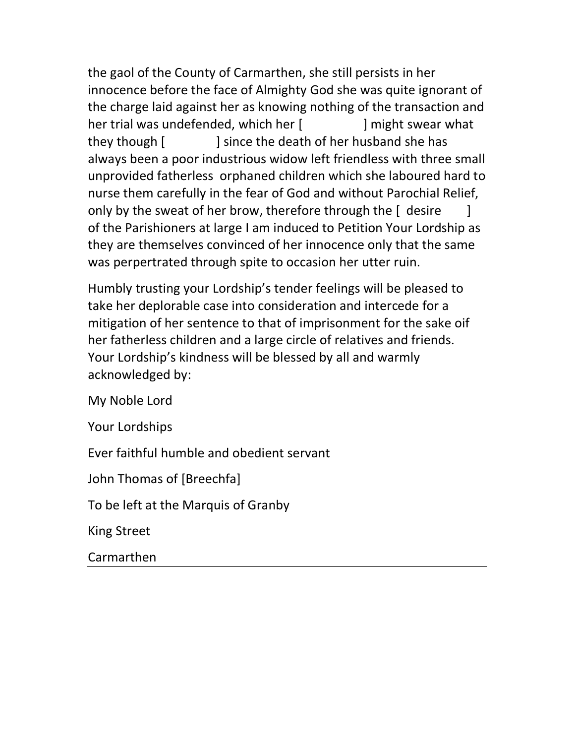the gaol of the County of Carmarthen, she still persists in her innocence before the face of Almighty God she was quite ignorant of the charge laid against her as knowing nothing of the transaction and her trial was undefended, which her [ ] might swear what they though [ ] since the death of her husband she has always been a poor industrious widow left friendless with three small unprovided fatherless orphaned children which she laboured hard to nurse them carefully in the fear of God and without Parochial Relief, only by the sweat of her brow, therefore through the [ desire ] of the Parishioners at large I am induced to Petition Your Lordship as they are themselves convinced of her innocence only that the same was perpertrated through spite to occasion her utter ruin.

Humbly trusting your Lordship's tender feelings will be pleased to take her deplorable case into consideration and intercede for a mitigation of her sentence to that of imprisonment for the sake oif her fatherless children and a large circle of relatives and friends. Your Lordship's kindness will be blessed by all and warmly acknowledged by:

My Noble Lord

Your Lordships

Ever faithful humble and obedient servant

John Thomas of [Breechfa]

To be left at the Marquis of Granby

King Street

Carmarthen